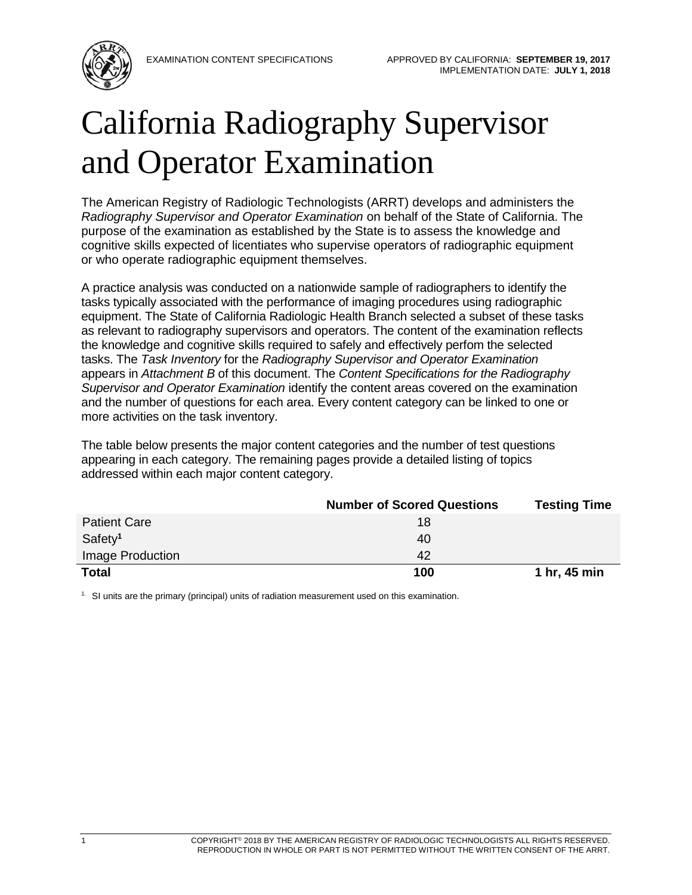EXAMINATION CONTENT SPECIFICATIONS

APPROVED BY CALIFORNIA: **SEPTEMBER 19, 2017**
IMPLEMENTATION DATE: **JULY 1, 2018**

# California Radiography Supervisor and Operator Examination

The American Registry of Radiologic Technologists (ARRT) develops and administers the *Radiography Supervisor and Operator Examination* on behalf of the State of California. The purpose of the examination as established by the State is to assess the knowledge and cognitive skills expected of licentiates who supervise operators of radiographic equipment or who operate radiographic equipment themselves.

A practice analysis was conducted on a nationwide sample of radiographers to identify the tasks typically associated with the performance of imaging procedures using radiographic equipment. The State of California Radiologic Health Branch selected a subset of these tasks as relevant to radiography supervisors and operators. The content of the examination reflects the knowledge and cognitive skills required to safely and effectively perfom the selected tasks. The *Task Inventory* for the *Radiography Supervisor and Operator Examination* appears in *Attachment B* of this document. The *Content Specifications for the Radiography Supervisor and Operator Examination* identify the content areas covered on the examination and the number of questions for each area. Every content category can be linked to one or more activities on the task inventory.

The table below presents the major content categories and the number of test questions appearing in each category. The remaining pages provide a detailed listing of topics addressed within each major content category.

| | Number of Scored Questions | Testing Time |
|---|---|---|
| Patient Care | 18 | |
| Safety[1] | 40 | |
| Image Production | 42 | |
| **Total** | **100** | **1 hr, 45 min** |

[1] SI units are the primary (principal) units of radiation measurement used on this examination.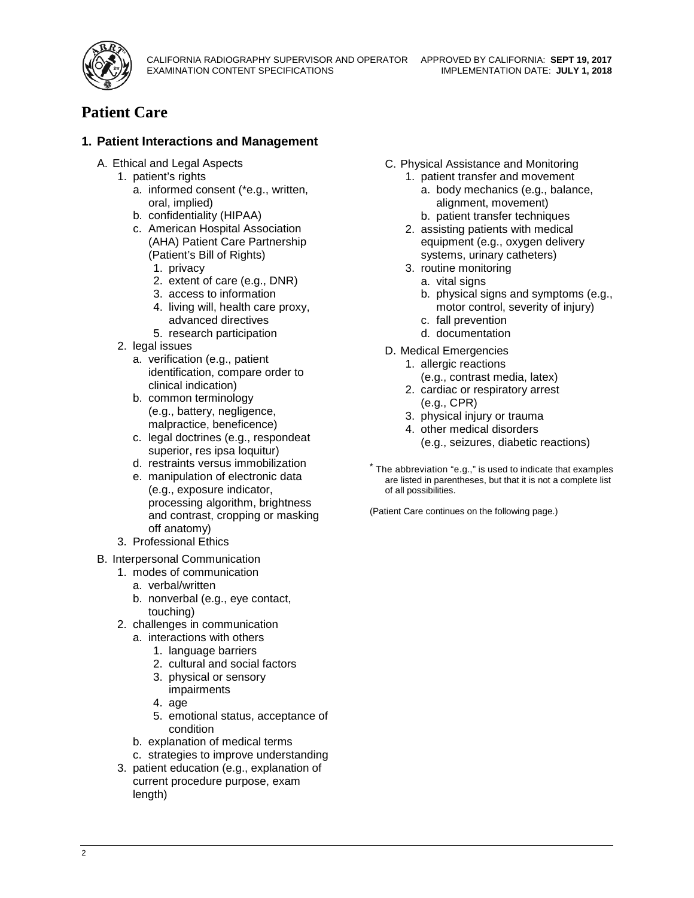# Patient Care

## 1. Patient Interactions and Management

- A. Ethical and Legal Aspects
  1. patient's rights
     - a. informed consent (*e.g., written, oral, implied)
     - b. confidentiality (HIPAA)
     - c. American Hospital Association (AHA) Patient Care Partnership (Patient's Bill of Rights)
       1. privacy
       2. extent of care (e.g., DNR)
       3. access to information
       4. living will, health care proxy, advanced directives
       5. research participation
  2. legal issues
     - a. verification (e.g., patient identification, compare order to clinical indication)
     - b. common terminology (e.g., battery, negligence, malpractice, beneficence)
     - c. legal doctrines (e.g., respondeat superior, res ipsa loquitur)
     - d. restraints versus immobilization
     - e. manipulation of electronic data (e.g., exposure indicator, processing algorithm, brightness and contrast, cropping or masking off anatomy)
  3. Professional Ethics
- B. Interpersonal Communication
  1. modes of communication
     - a. verbal/written
     - b. nonverbal (e.g., eye contact, touching)
  2. challenges in communication
     - a. interactions with others
       1. language barriers
       2. cultural and social factors
       3. physical or sensory impairments
       4. age
       5. emotional status, acceptance of condition
     - b. explanation of medical terms
     - c. strategies to improve understanding
  3. patient education (e.g., explanation of current procedure purpose, exam length)
- C. Physical Assistance and Monitoring
  1. patient transfer and movement
     - a. body mechanics (e.g., balance, alignment, movement)
     - b. patient transfer techniques
  2. assisting patients with medical equipment (e.g., oxygen delivery systems, urinary catheters)
  3. routine monitoring
     - a. vital signs
     - b. physical signs and symptoms (e.g., motor control, severity of injury)
     - c. fall prevention
     - d. documentation
- D. Medical Emergencies
  1. allergic reactions (e.g., contrast media, latex)
  2. cardiac or respiratory arrest (e.g., CPR)
  3. physical injury or trauma
  4. other medical disorders (e.g., seizures, diabetic reactions)

* The abbreviation "e.g.," is used to indicate that examples are listed in parentheses, but that it is not a complete list of all possibilities.

(Patient Care continues on the following page.)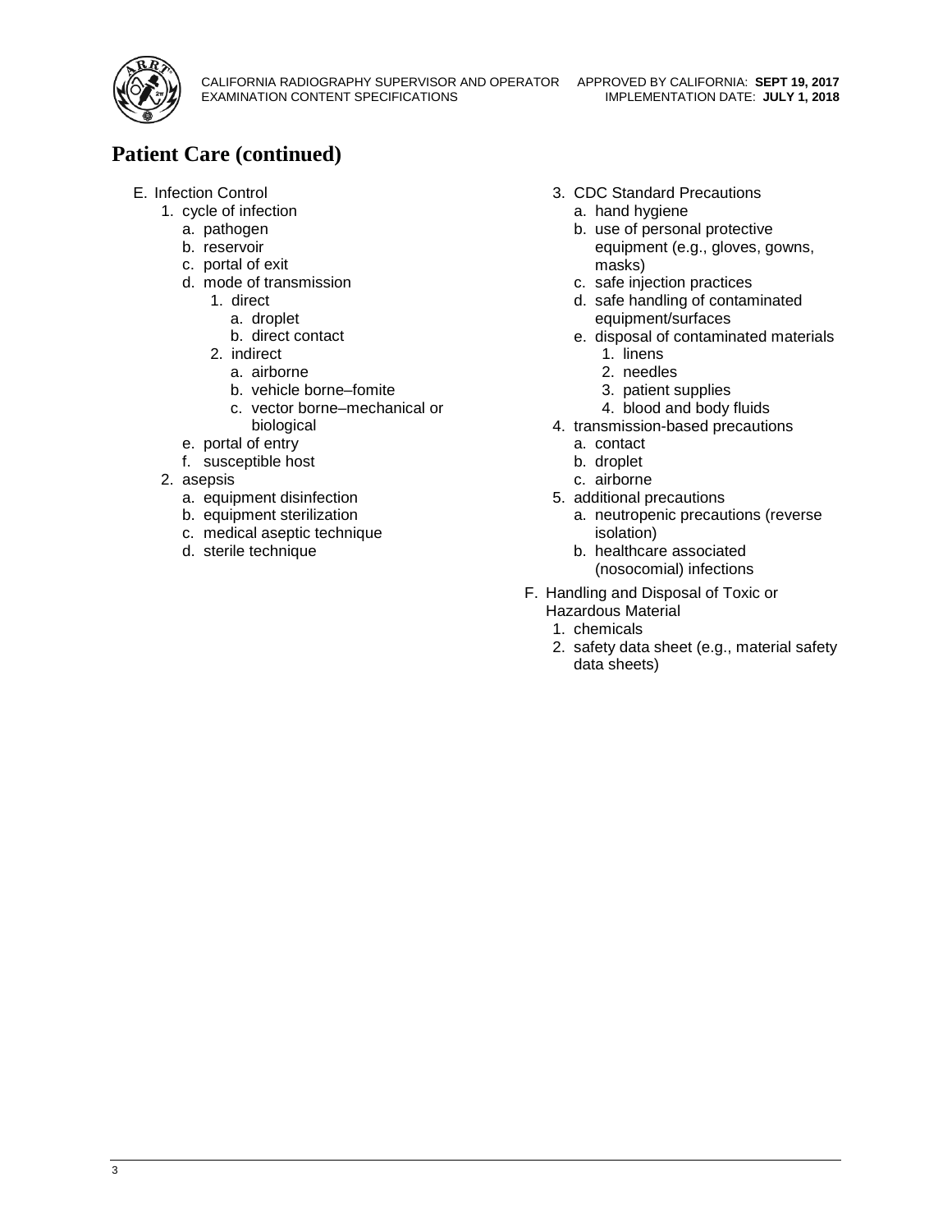## Patient Care (continued)

E. Infection Control
   1. cycle of infection
      a. pathogen
      b. reservoir
      c. portal of exit
      d. mode of transmission
         1. direct
            a. droplet
            b. direct contact
         2. indirect
            a. airborne
            b. vehicle borne–fomite
            c. vector borne–mechanical or biological
      e. portal of entry
      f. susceptible host
   2. asepsis
      a. equipment disinfection
      b. equipment sterilization
      c. medical aseptic technique
      d. sterile technique
   3. CDC Standard Precautions
      a. hand hygiene
      b. use of personal protective equipment (e.g., gloves, gowns, masks)
      c. safe injection practices
      d. safe handling of contaminated equipment/surfaces
      e. disposal of contaminated materials
         1. linens
         2. needles
         3. patient supplies
         4. blood and body fluids
   4. transmission-based precautions
      a. contact
      b. droplet
      c. airborne
   5. additional precautions
      a. neutropenic precautions (reverse isolation)
      b. healthcare associated (nosocomial) infections

F. Handling and Disposal of Toxic or Hazardous Material
   1. chemicals
   2. safety data sheet (e.g., material safety data sheets)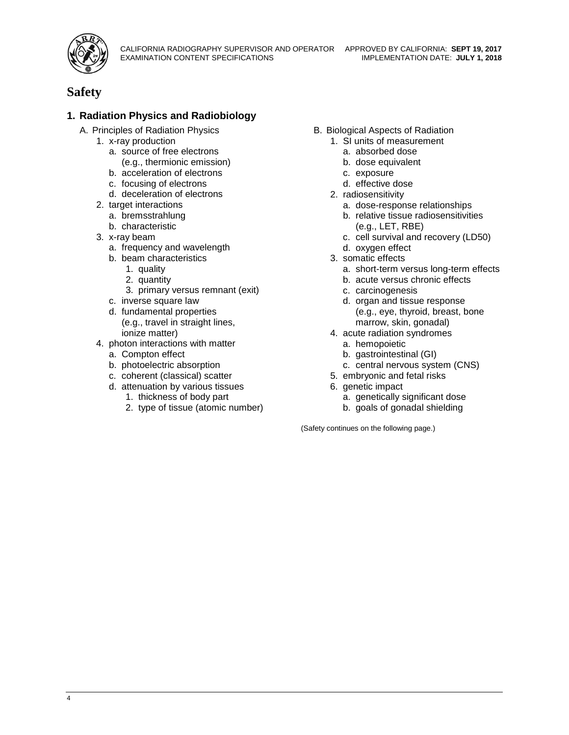# Safety

## 1. Radiation Physics and Radiobiology

A. Principles of Radiation Physics
   1. x-ray production
      a. source of free electrons (e.g., thermionic emission)
      b. acceleration of electrons
      c. focusing of electrons
      d. deceleration of electrons
   2. target interactions
      a. bremsstrahlung
      b. characteristic
   3. x-ray beam
      a. frequency and wavelength
      b. beam characteristics
         1. quality
         2. quantity
         3. primary versus remnant (exit)
      c. inverse square law
      d. fundamental properties (e.g., travel in straight lines, ionize matter)
   4. photon interactions with matter
      a. Compton effect
      b. photoelectric absorption
      c. coherent (classical) scatter
      d. attenuation by various tissues
         1. thickness of body part
         2. type of tissue (atomic number)

B. Biological Aspects of Radiation
   1. SI units of measurement
      a. absorbed dose
      b. dose equivalent
      c. exposure
      d. effective dose
   2. radiosensitivity
      a. dose-response relationships
      b. relative tissue radiosensitivities (e.g., LET, RBE)
      c. cell survival and recovery (LD50)
      d. oxygen effect
   3. somatic effects
      a. short-term versus long-term effects
      b. acute versus chronic effects
      c. carcinogenesis
      d. organ and tissue response (e.g., eye, thyroid, breast, bone marrow, skin, gonadal)
   4. acute radiation syndromes
      a. hemopoietic
      b. gastrointestinal (GI)
      c. central nervous system (CNS)
   5. embryonic and fetal risks
   6. genetic impact
      a. genetically significant dose
      b. goals of gonadal shielding

(Safety continues on the following page.)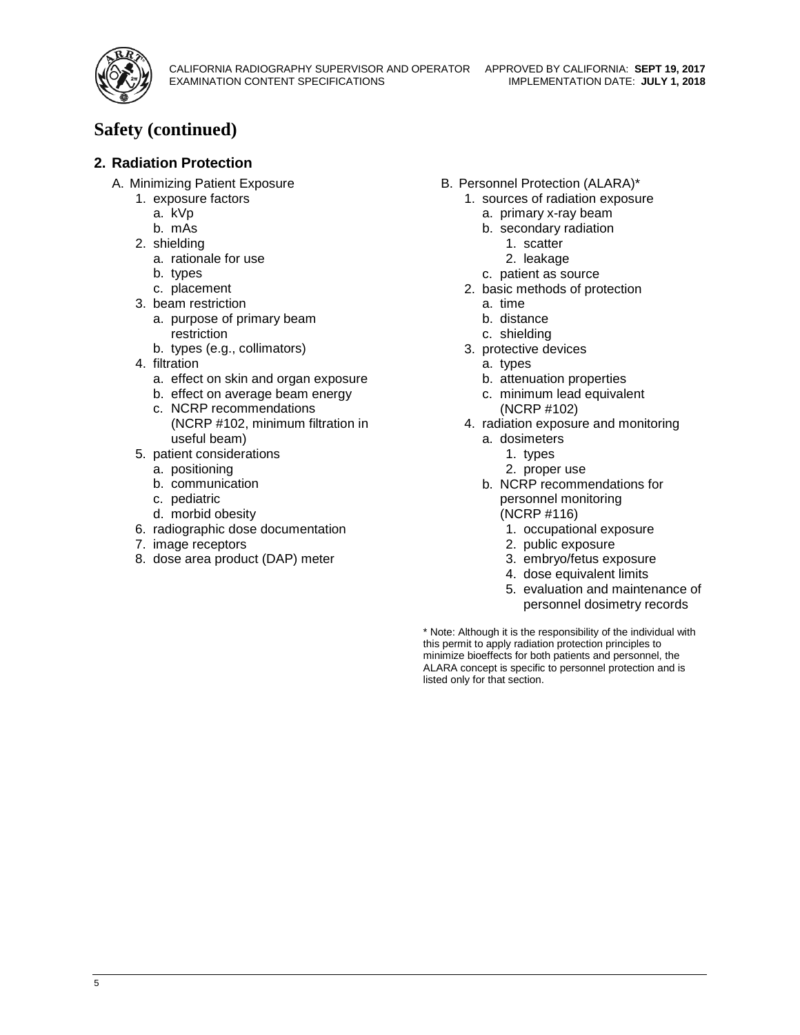# Safety (continued)

## 2. Radiation Protection

A. Minimizing Patient Exposure
   1. exposure factors
      a. kVp
      b. mAs
   2. shielding
      a. rationale for use
      b. types
      c. placement
   3. beam restriction
      a. purpose of primary beam restriction
      b. types (e.g., collimators)
   4. filtration
      a. effect on skin and organ exposure
      b. effect on average beam energy
      c. NCRP recommendations (NCRP #102, minimum filtration in useful beam)
   5. patient considerations
      a. positioning
      b. communication
      c. pediatric
      d. morbid obesity
   6. radiographic dose documentation
   7. image receptors
   8. dose area product (DAP) meter

B. Personnel Protection (ALARA)*
   1. sources of radiation exposure
      a. primary x-ray beam
      b. secondary radiation
         1. scatter
         2. leakage
      c. patient as source
   2. basic methods of protection
      a. time
      b. distance
      c. shielding
   3. protective devices
      a. types
      b. attenuation properties
      c. minimum lead equivalent (NCRP #102)
   4. radiation exposure and monitoring
      a. dosimeters
         1. types
         2. proper use
      b. NCRP recommendations for personnel monitoring (NCRP #116)
         1. occupational exposure
         2. public exposure
         3. embryo/fetus exposure
         4. dose equivalent limits
         5. evaluation and maintenance of personnel dosimetry records

\* Note: Although it is the responsibility of the individual with this permit to apply radiation protection principles to minimize bioeffects for both patients and personnel, the ALARA concept is specific to personnel protection and is listed only for that section.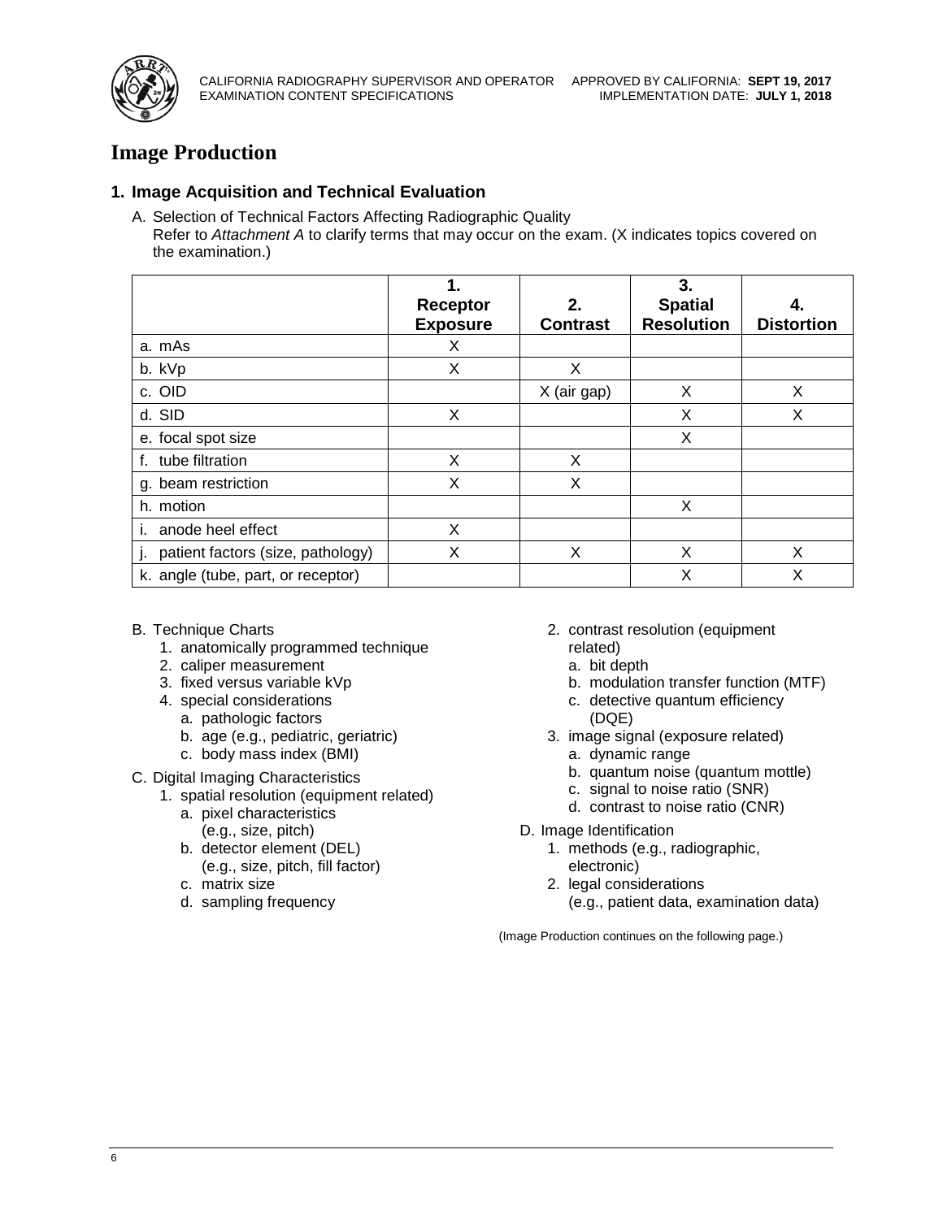# Image Production

## 1. Image Acquisition and Technical Evaluation

A. Selection of Technical Factors Affecting Radiographic Quality
Refer to *Attachment A* to clarify terms that may occur on the exam. (X indicates topics covered on the examination.)

| | 1. Receptor Exposure | 2. Contrast | 3. Spatial Resolution | 4. Distortion |
|---|---|---|---|---|
| a. mAs | X | | | |
| b. kVp | X | X | | |
| c. OID | | X (air gap) | X | X |
| d. SID | X | | X | X |
| e. focal spot size | | | X | |
| f. tube filtration | X | X | | |
| g. beam restriction | X | X | | |
| h. motion | | | X | |
| i. anode heel effect | X | | | |
| j. patient factors (size, pathology) | X | X | X | X |
| k. angle (tube, part, or receptor) | | | X | X |

B. Technique Charts
1. anatomically programmed technique
2. caliper measurement
3. fixed versus variable kVp
4. special considerations
   a. pathologic factors
   b. age (e.g., pediatric, geriatric)
   c. body mass index (BMI)

C. Digital Imaging Characteristics
1. spatial resolution (equipment related)
   a. pixel characteristics (e.g., size, pitch)
   b. detector element (DEL) (e.g., size, pitch, fill factor)
   c. matrix size
   d. sampling frequency
2. contrast resolution (equipment related)
   a. bit depth
   b. modulation transfer function (MTF)
   c. detective quantum efficiency (DQE)
3. image signal (exposure related)
   a. dynamic range
   b. quantum noise (quantum mottle)
   c. signal to noise ratio (SNR)
   d. contrast to noise ratio (CNR)

D. Image Identification
1. methods (e.g., radiographic, electronic)
2. legal considerations (e.g., patient data, examination data)

(Image Production continues on the following page.)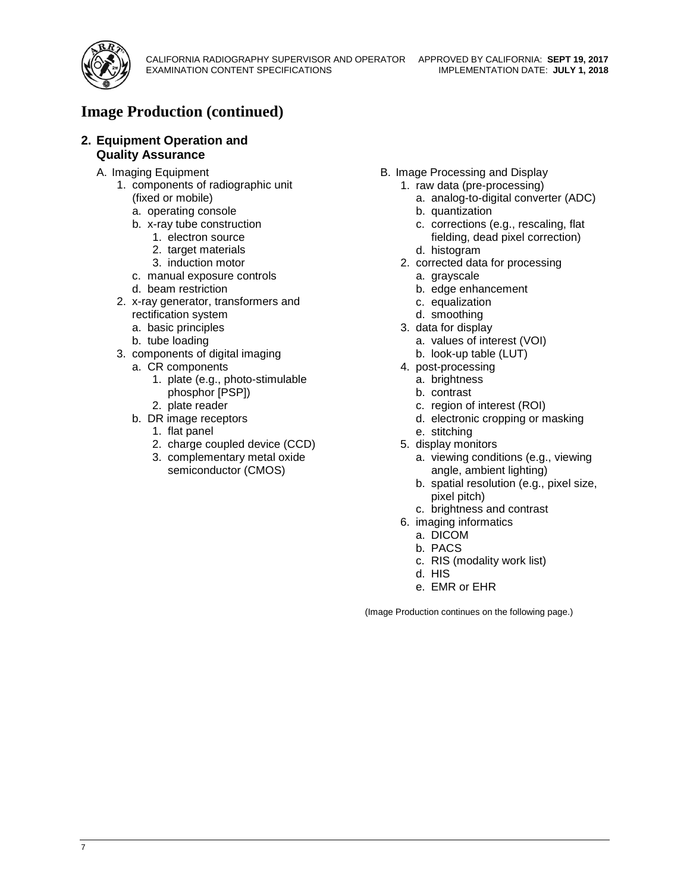# Image Production (continued)

## 2. Equipment Operation and Quality Assurance

A. Imaging Equipment
   1. components of radiographic unit (fixed or mobile)
      a. operating console
      b. x-ray tube construction
         1. electron source
         2. target materials
         3. induction motor
      c. manual exposure controls
      d. beam restriction
   2. x-ray generator, transformers and rectification system
      a. basic principles
      b. tube loading
   3. components of digital imaging
      a. CR components
         1. plate (e.g., photo-stimulable phosphor [PSP])
         2. plate reader
      b. DR image receptors
         1. flat panel
         2. charge coupled device (CCD)
         3. complementary metal oxide semiconductor (CMOS)

B. Image Processing and Display
   1. raw data (pre-processing)
      a. analog-to-digital converter (ADC)
      b. quantization
      c. corrections (e.g., rescaling, flat fielding, dead pixel correction)
      d. histogram
   2. corrected data for processing
      a. grayscale
      b. edge enhancement
      c. equalization
      d. smoothing
   3. data for display
      a. values of interest (VOI)
      b. look-up table (LUT)
   4. post-processing
      a. brightness
      b. contrast
      c. region of interest (ROI)
      d. electronic cropping or masking
      e. stitching
   5. display monitors
      a. viewing conditions (e.g., viewing angle, ambient lighting)
      b. spatial resolution (e.g., pixel size, pixel pitch)
      c. brightness and contrast
   6. imaging informatics
      a. DICOM
      b. PACS
      c. RIS (modality work list)
      d. HIS
      e. EMR or EHR

(Image Production continues on the following page.)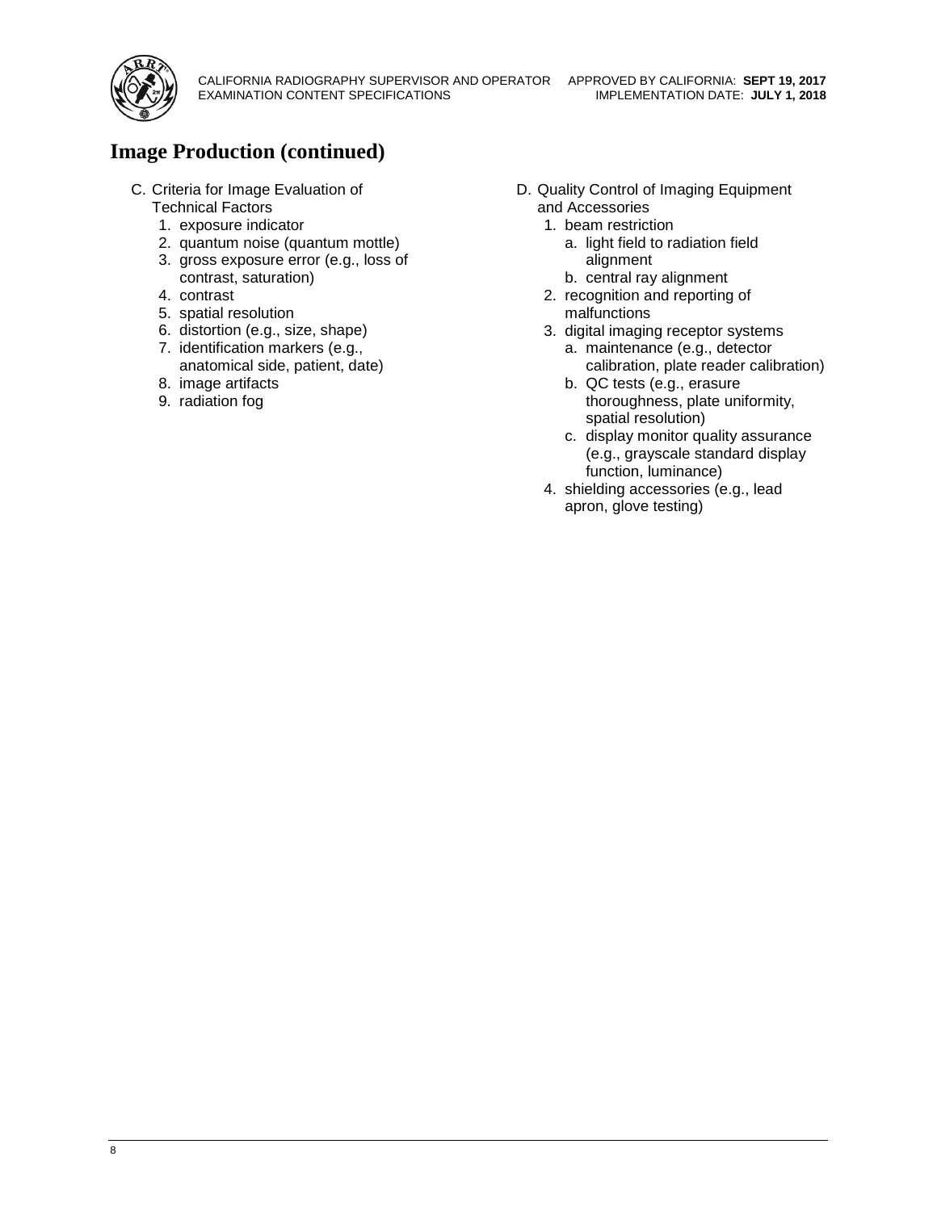# Image Production (continued)

C. Criteria for Image Evaluation of Technical Factors
   1. exposure indicator
   2. quantum noise (quantum mottle)
   3. gross exposure error (e.g., loss of contrast, saturation)
   4. contrast
   5. spatial resolution
   6. distortion (e.g., size, shape)
   7. identification markers (e.g., anatomical side, patient, date)
   8. image artifacts
   9. radiation fog

D. Quality Control of Imaging Equipment and Accessories
   1. beam restriction
      a. light field to radiation field alignment
      b. central ray alignment
   2. recognition and reporting of malfunctions
   3. digital imaging receptor systems
      a. maintenance (e.g., detector calibration, plate reader calibration)
      b. QC tests (e.g., erasure thoroughness, plate uniformity, spatial resolution)
      c. display monitor quality assurance (e.g., grayscale standard display function, luminance)
   4. shielding accessories (e.g., lead apron, glove testing)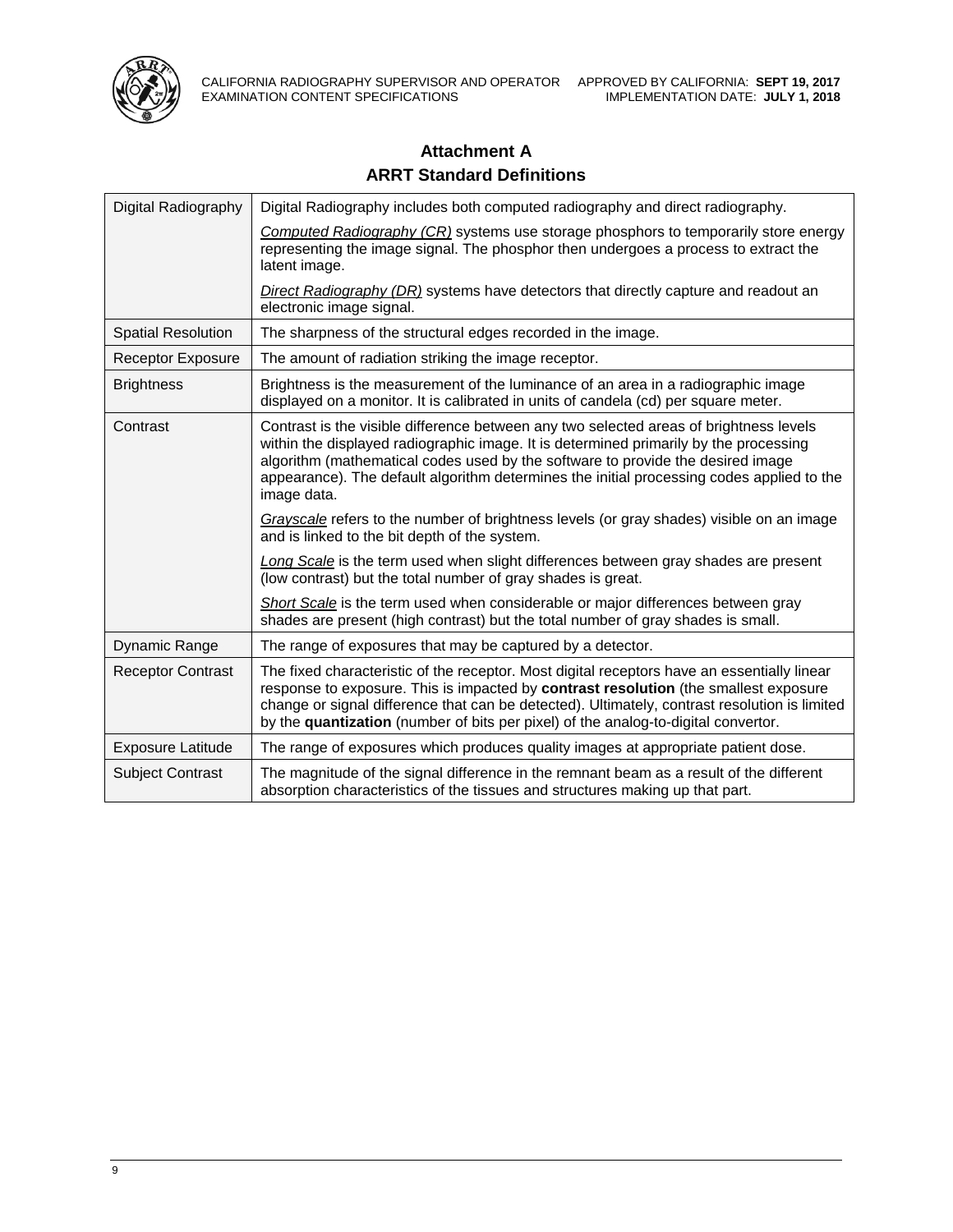# Attachment A

## ARRT Standard Definitions

| | |
|---|---|
| Digital Radiography | Digital Radiography includes both computed radiography and direct radiography.<br><br>*Computed Radiography (CR)* systems use storage phosphors to temporarily store energy representing the image signal. The phosphor then undergoes a process to extract the latent image.<br><br>*Direct Radiography (DR)* systems have detectors that directly capture and readout an electronic image signal. |
| Spatial Resolution | The sharpness of the structural edges recorded in the image. |
| Receptor Exposure | The amount of radiation striking the image receptor. |
| Brightness | Brightness is the measurement of the luminance of an area in a radiographic image displayed on a monitor. It is calibrated in units of candela (cd) per square meter. |
| Contrast | Contrast is the visible difference between any two selected areas of brightness levels within the displayed radiographic image. It is determined primarily by the processing algorithm (mathematical codes used by the software to provide the desired image appearance). The default algorithm determines the initial processing codes applied to the image data.<br><br>*Grayscale* refers to the number of brightness levels (or gray shades) visible on an image and is linked to the bit depth of the system.<br><br>*Long Scale* is the term used when slight differences between gray shades are present (low contrast) but the total number of gray shades is great.<br><br>*Short Scale* is the term used when considerable or major differences between gray shades are present (high contrast) but the total number of gray shades is small. |
| Dynamic Range | The range of exposures that may be captured by a detector. |
| Receptor Contrast | The fixed characteristic of the receptor. Most digital receptors have an essentially linear response to exposure. This is impacted by **contrast resolution** (the smallest exposure change or signal difference that can be detected). Ultimately, contrast resolution is limited by the **quantization** (number of bits per pixel) of the analog-to-digital convertor. |
| Exposure Latitude | The range of exposures which produces quality images at appropriate patient dose. |
| Subject Contrast | The magnitude of the signal difference in the remnant beam as a result of the different absorption characteristics of the tissues and structures making up that part. |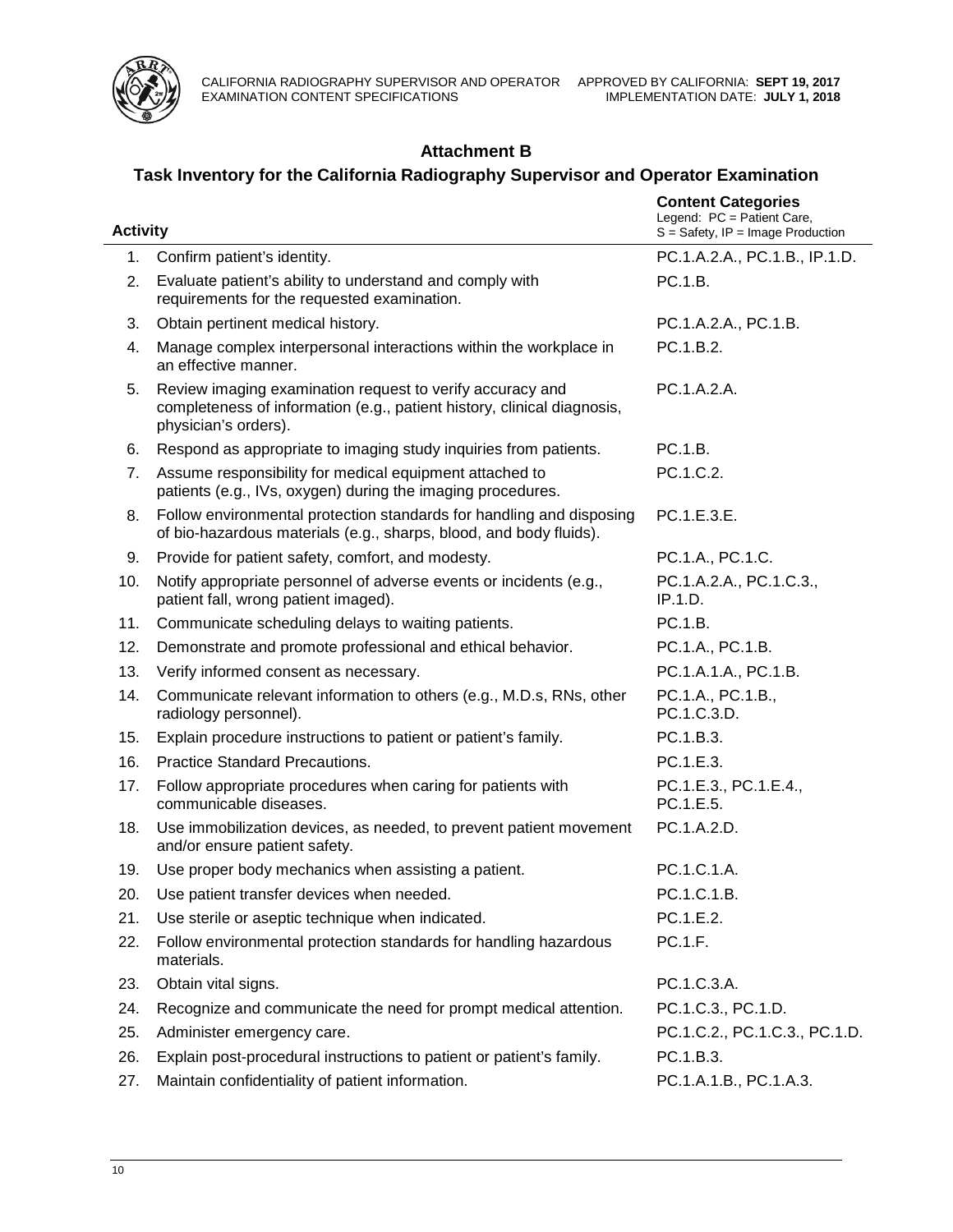## Attachment B

## Task Inventory for the California Radiography Supervisor and Operator Examination

| Activity | | Content Categories<br>Legend: PC = Patient Care, S = Safety, IP = Image Production |
|---|---|---|
| 1. | Confirm patient's identity. | PC.1.A.2.A., PC.1.B., IP.1.D. |
| 2. | Evaluate patient's ability to understand and comply with requirements for the requested examination. | PC.1.B. |
| 3. | Obtain pertinent medical history. | PC.1.A.2.A., PC.1.B. |
| 4. | Manage complex interpersonal interactions within the workplace in an effective manner. | PC.1.B.2. |
| 5. | Review imaging examination request to verify accuracy and completeness of information (e.g., patient history, clinical diagnosis, physician's orders). | PC.1.A.2.A. |
| 6. | Respond as appropriate to imaging study inquiries from patients. | PC.1.B. |
| 7. | Assume responsibility for medical equipment attached to patients (e.g., IVs, oxygen) during the imaging procedures. | PC.1.C.2. |
| 8. | Follow environmental protection standards for handling and disposing of bio-hazardous materials (e.g., sharps, blood, and body fluids). | PC.1.E.3.E. |
| 9. | Provide for patient safety, comfort, and modesty. | PC.1.A., PC.1.C. |
| 10. | Notify appropriate personnel of adverse events or incidents (e.g., patient fall, wrong patient imaged). | PC.1.A.2.A., PC.1.C.3., IP.1.D. |
| 11. | Communicate scheduling delays to waiting patients. | PC.1.B. |
| 12. | Demonstrate and promote professional and ethical behavior. | PC.1.A., PC.1.B. |
| 13. | Verify informed consent as necessary. | PC.1.A.1.A., PC.1.B. |
| 14. | Communicate relevant information to others (e.g., M.D.s, RNs, other radiology personnel). | PC.1.A., PC.1.B., PC.1.C.3.D. |
| 15. | Explain procedure instructions to patient or patient's family. | PC.1.B.3. |
| 16. | Practice Standard Precautions. | PC.1.E.3. |
| 17. | Follow appropriate procedures when caring for patients with communicable diseases. | PC.1.E.3., PC.1.E.4., PC.1.E.5. |
| 18. | Use immobilization devices, as needed, to prevent patient movement and/or ensure patient safety. | PC.1.A.2.D. |
| 19. | Use proper body mechanics when assisting a patient. | PC.1.C.1.A. |
| 20. | Use patient transfer devices when needed. | PC.1.C.1.B. |
| 21. | Use sterile or aseptic technique when indicated. | PC.1.E.2. |
| 22. | Follow environmental protection standards for handling hazardous materials. | PC.1.F. |
| 23. | Obtain vital signs. | PC.1.C.3.A. |
| 24. | Recognize and communicate the need for prompt medical attention. | PC.1.C.3., PC.1.D. |
| 25. | Administer emergency care. | PC.1.C.2., PC.1.C.3., PC.1.D. |
| 26. | Explain post-procedural instructions to patient or patient's family. | PC.1.B.3. |
| 27. | Maintain confidentiality of patient information. | PC.1.A.1.B., PC.1.A.3. |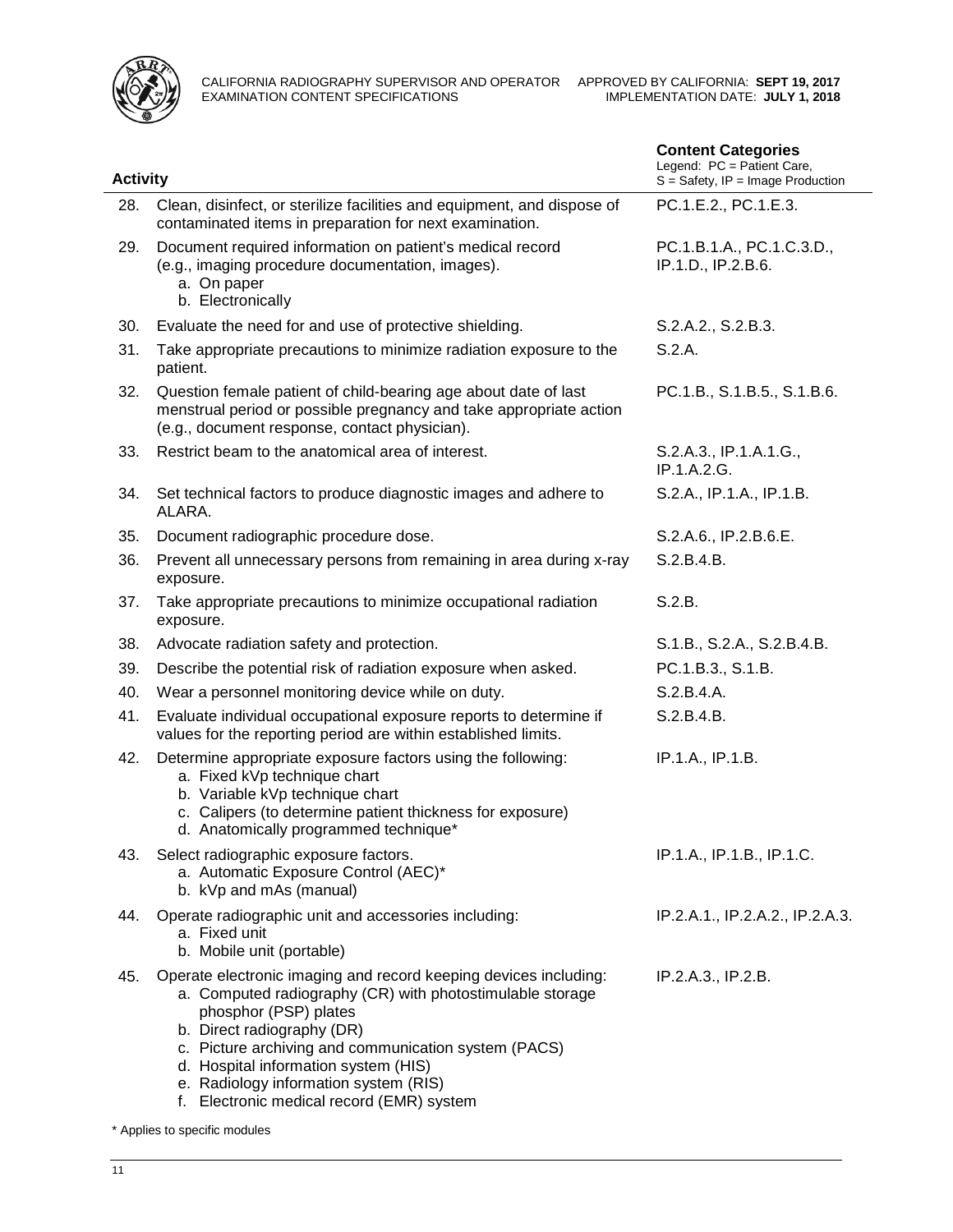| Activity | | Content Categories<br>Legend: PC = Patient Care, S = Safety, IP = Image Production |
|---|---|---|
| 28. | Clean, disinfect, or sterilize facilities and equipment, and dispose of contaminated items in preparation for next examination. | PC.1.E.2., PC.1.E.3. |
| 29. | Document required information on patient's medical record (e.g., imaging procedure documentation, images).<br>a. On paper<br>b. Electronically | PC.1.B.1.A., PC.1.C.3.D., IP.1.D., IP.2.B.6. |
| 30. | Evaluate the need for and use of protective shielding. | S.2.A.2., S.2.B.3. |
| 31. | Take appropriate precautions to minimize radiation exposure to the patient. | S.2.A. |
| 32. | Question female patient of child-bearing age about date of last menstrual period or possible pregnancy and take appropriate action (e.g., document response, contact physician). | PC.1.B., S.1.B.5., S.1.B.6. |
| 33. | Restrict beam to the anatomical area of interest. | S.2.A.3., IP.1.A.1.G., IP.1.A.2.G. |
| 34. | Set technical factors to produce diagnostic images and adhere to ALARA. | S.2.A., IP.1.A., IP.1.B. |
| 35. | Document radiographic procedure dose. | S.2.A.6., IP.2.B.6.E. |
| 36. | Prevent all unnecessary persons from remaining in area during x-ray exposure. | S.2.B.4.B. |
| 37. | Take appropriate precautions to minimize occupational radiation exposure. | S.2.B. |
| 38. | Advocate radiation safety and protection. | S.1.B., S.2.A., S.2.B.4.B. |
| 39. | Describe the potential risk of radiation exposure when asked. | PC.1.B.3., S.1.B. |
| 40. | Wear a personnel monitoring device while on duty. | S.2.B.4.A. |
| 41. | Evaluate individual occupational exposure reports to determine if values for the reporting period are within established limits. | S.2.B.4.B. |
| 42. | Determine appropriate exposure factors using the following:<br>a. Fixed kVp technique chart<br>b. Variable kVp technique chart<br>c. Calipers (to determine patient thickness for exposure)<br>d. Anatomically programmed technique* | IP.1.A., IP.1.B. |
| 43. | Select radiographic exposure factors.<br>a. Automatic Exposure Control (AEC)*<br>b. kVp and mAs (manual) | IP.1.A., IP.1.B., IP.1.C. |
| 44. | Operate radiographic unit and accessories including:<br>a. Fixed unit<br>b. Mobile unit (portable) | IP.2.A.1., IP.2.A.2., IP.2.A.3. |
| 45. | Operate electronic imaging and record keeping devices including:<br>a. Computed radiography (CR) with photostimulable storage phosphor (PSP) plates<br>b. Direct radiography (DR)<br>c. Picture archiving and communication system (PACS)<br>d. Hospital information system (HIS)<br>e. Radiology information system (RIS)<br>f. Electronic medical record (EMR) system | IP.2.A.3., IP.2.B. |

* Applies to specific modules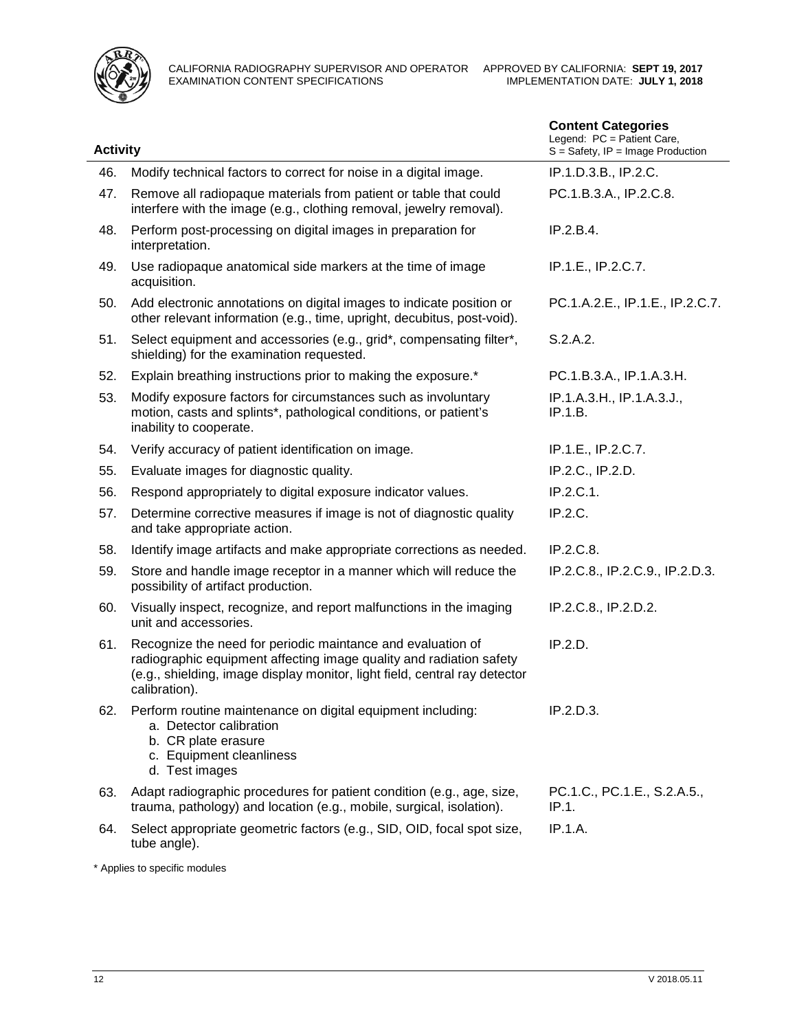| Activity | | Content Categories<br>Legend: PC = Patient Care, S = Safety, IP = Image Production |
|---|---|---|
| 46. | Modify technical factors to correct for noise in a digital image. | IP.1.D.3.B., IP.2.C. |
| 47. | Remove all radiopaque materials from patient or table that could interfere with the image (e.g., clothing removal, jewelry removal). | PC.1.B.3.A., IP.2.C.8. |
| 48. | Perform post-processing on digital images in preparation for interpretation. | IP.2.B.4. |
| 49. | Use radiopaque anatomical side markers at the time of image acquisition. | IP.1.E., IP.2.C.7. |
| 50. | Add electronic annotations on digital images to indicate position or other relevant information (e.g., time, upright, decubitus, post-void). | PC.1.A.2.E., IP.1.E., IP.2.C.7. |
| 51. | Select equipment and accessories (e.g., grid*, compensating filter*, shielding) for the examination requested. | S.2.A.2. |
| 52. | Explain breathing instructions prior to making the exposure.* | PC.1.B.3.A., IP.1.A.3.H. |
| 53. | Modify exposure factors for circumstances such as involuntary motion, casts and splints*, pathological conditions, or patient's inability to cooperate. | IP.1.A.3.H., IP.1.A.3.J., IP.1.B. |
| 54. | Verify accuracy of patient identification on image. | IP.1.E., IP.2.C.7. |
| 55. | Evaluate images for diagnostic quality. | IP.2.C., IP.2.D. |
| 56. | Respond appropriately to digital exposure indicator values. | IP.2.C.1. |
| 57. | Determine corrective measures if image is not of diagnostic quality and take appropriate action. | IP.2.C. |
| 58. | Identify image artifacts and make appropriate corrections as needed. | IP.2.C.8. |
| 59. | Store and handle image receptor in a manner which will reduce the possibility of artifact production. | IP.2.C.8., IP.2.C.9., IP.2.D.3. |
| 60. | Visually inspect, recognize, and report malfunctions in the imaging unit and accessories. | IP.2.C.8., IP.2.D.2. |
| 61. | Recognize the need for periodic maintance and evaluation of radiographic equipment affecting image quality and radiation safety (e.g., shielding, image display monitor, light field, central ray detector calibration). | IP.2.D. |
| 62. | Perform routine maintenance on digital equipment including:<br>a. Detector calibration<br>b. CR plate erasure<br>c. Equipment cleanliness<br>d. Test images | IP.2.D.3. |
| 63. | Adapt radiographic procedures for patient condition (e.g., age, size, trauma, pathology) and location (e.g., mobile, surgical, isolation). | PC.1.C., PC.1.E., S.2.A.5., IP.1. |
| 64. | Select appropriate geometric factors (e.g., SID, OID, focal spot size, tube angle). | IP.1.A. |

* Applies to specific modules